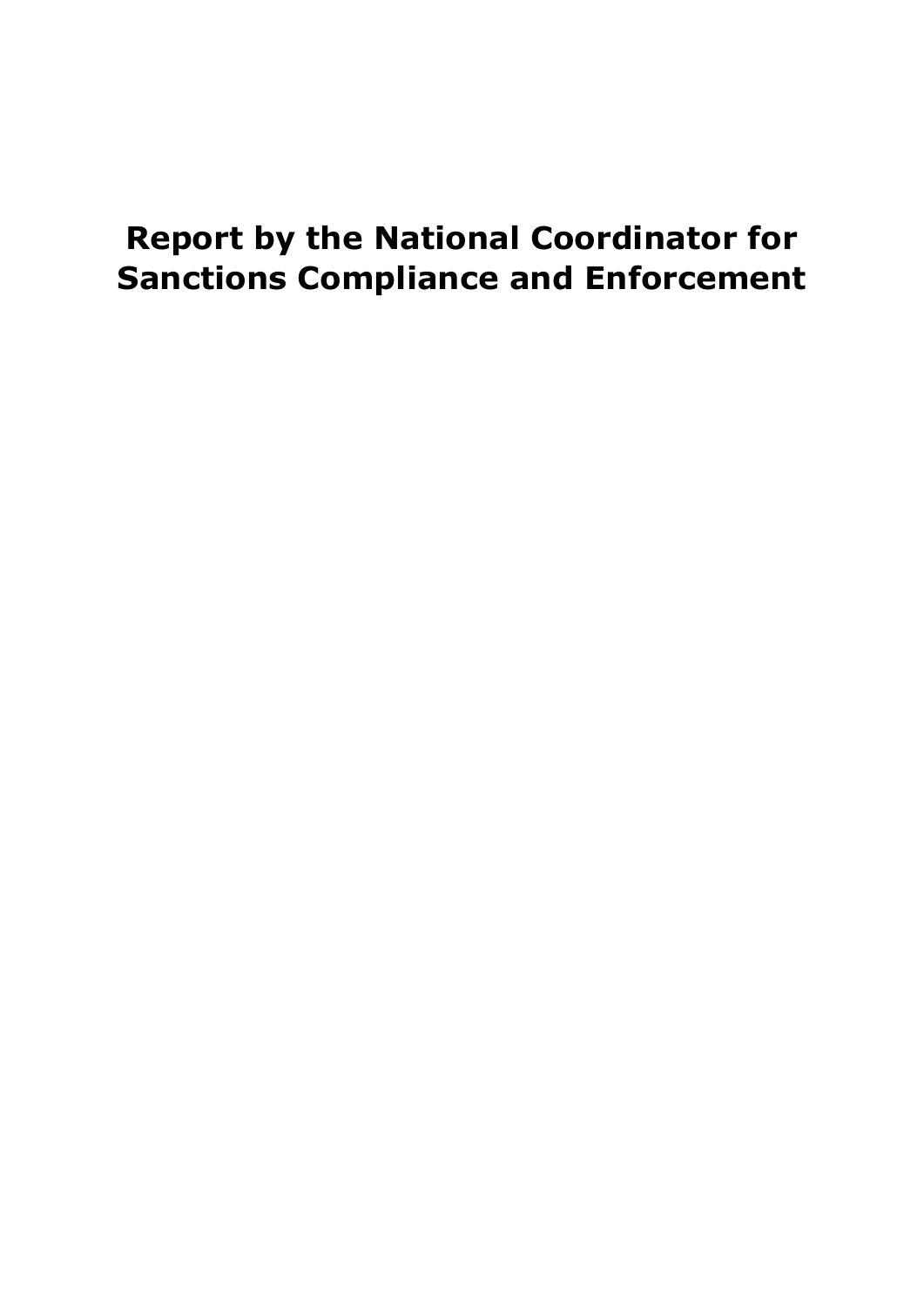# Report by the National Coordinator for Sanctions Compliance and Enforcement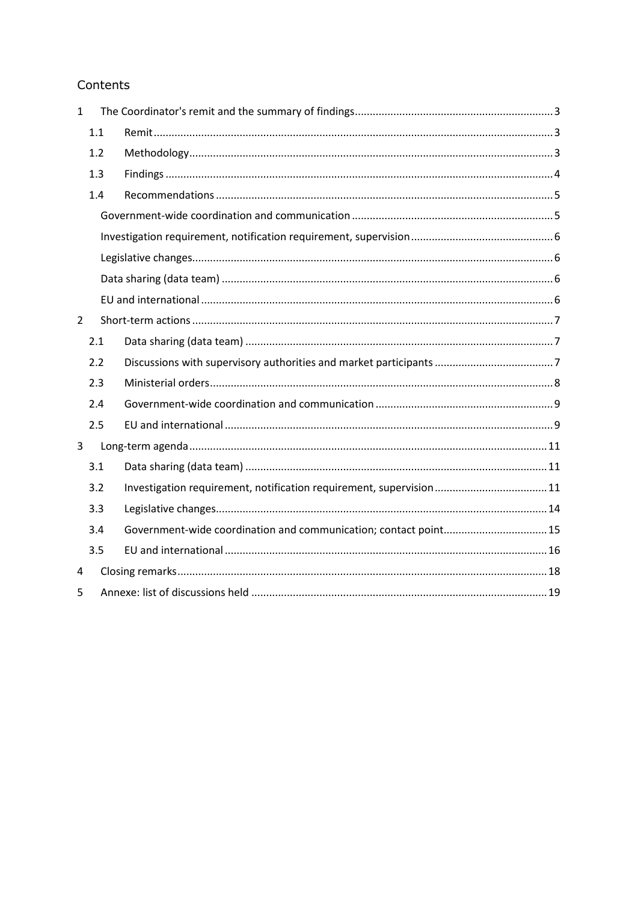# Contents

- 1 The Coordinator's remit and the summary of findings ... 3
  - 1.1 Remit ... 3
  - 1.2 Methodology ... 3
  - 1.3 Findings ... 4
  - 1.4 Recommendations ... 5
    - Government-wide coordination and communication ... 5
    - Investigation requirement, notification requirement, supervision ... 6
    - Legislative changes ... 6
    - Data sharing (data team) ... 6
    - EU and international ... 6
- 2 Short-term actions ... 7
  - 2.1 Data sharing (data team) ... 7
  - 2.2 Discussions with supervisory authorities and market participants ... 7
  - 2.3 Ministerial orders ... 8
  - 2.4 Government-wide coordination and communication ... 9
  - 2.5 EU and international ... 9
- 3 Long-term agenda ... 11
  - 3.1 Data sharing (data team) ... 11
  - 3.2 Investigation requirement, notification requirement, supervision ... 11
  - 3.3 Legislative changes ... 14
  - 3.4 Government-wide coordination and communication; contact point ... 15
  - 3.5 EU and international ... 16
- 4 Closing remarks ... 18
- 5 Annexe: list of discussions held ... 19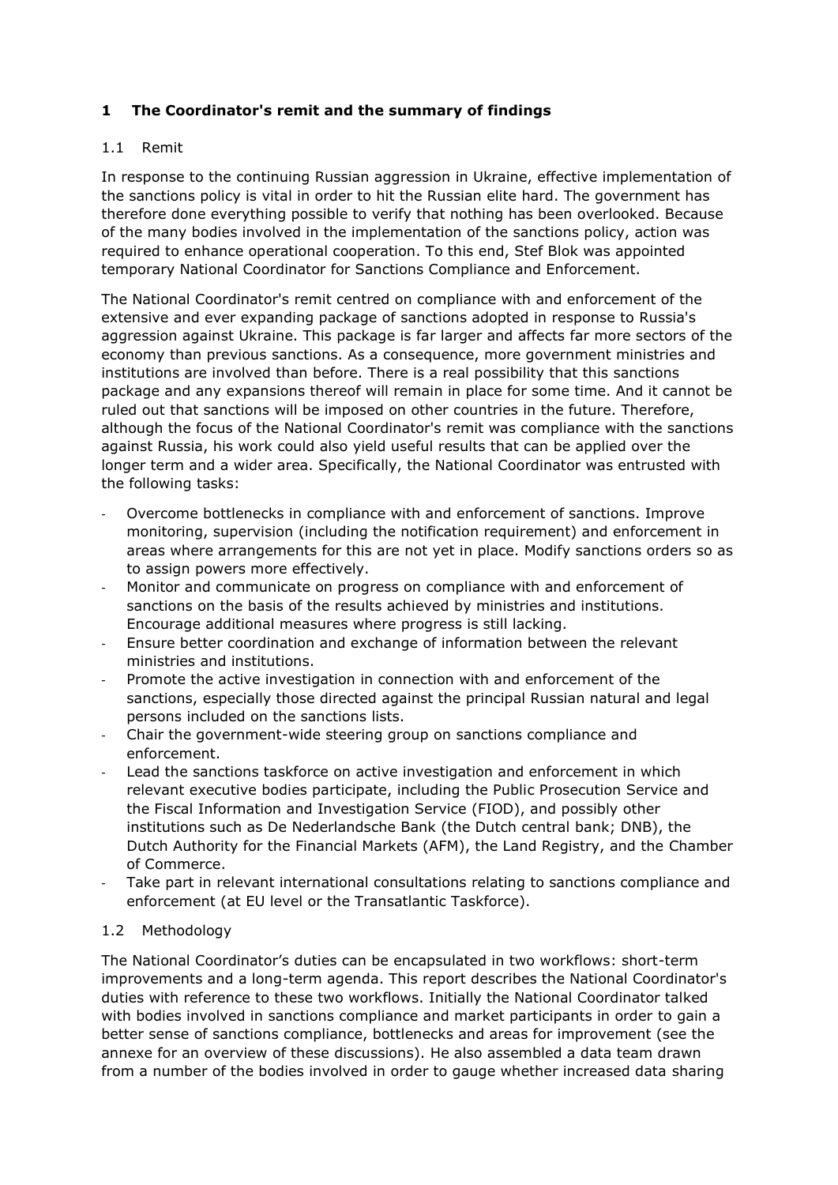## 1 The Coordinator's remit and the summary of findings

### 1.1 Remit

In response to the continuing Russian aggression in Ukraine, effective implementation of the sanctions policy is vital in order to hit the Russian elite hard. The government has therefore done everything possible to verify that nothing has been overlooked. Because of the many bodies involved in the implementation of the sanctions policy, action was required to enhance operational cooperation. To this end, Stef Blok was appointed temporary National Coordinator for Sanctions Compliance and Enforcement.

The National Coordinator's remit centred on compliance with and enforcement of the extensive and ever expanding package of sanctions adopted in response to Russia's aggression against Ukraine. This package is far larger and affects far more sectors of the economy than previous sanctions. As a consequence, more government ministries and institutions are involved than before. There is a real possibility that this sanctions package and any expansions thereof will remain in place for some time. And it cannot be ruled out that sanctions will be imposed on other countries in the future. Therefore, although the focus of the National Coordinator's remit was compliance with the sanctions against Russia, his work could also yield useful results that can be applied over the longer term and a wider area. Specifically, the National Coordinator was entrusted with the following tasks:

- Overcome bottlenecks in compliance with and enforcement of sanctions. Improve monitoring, supervision (including the notification requirement) and enforcement in areas where arrangements for this are not yet in place. Modify sanctions orders so as to assign powers more effectively.
- Monitor and communicate on progress on compliance with and enforcement of sanctions on the basis of the results achieved by ministries and institutions. Encourage additional measures where progress is still lacking.
- Ensure better coordination and exchange of information between the relevant ministries and institutions.
- Promote the active investigation in connection with and enforcement of the sanctions, especially those directed against the principal Russian natural and legal persons included on the sanctions lists.
- Chair the government-wide steering group on sanctions compliance and enforcement.
- Lead the sanctions taskforce on active investigation and enforcement in which relevant executive bodies participate, including the Public Prosecution Service and the Fiscal Information and Investigation Service (FIOD), and possibly other institutions such as De Nederlandsche Bank (the Dutch central bank; DNB), the Dutch Authority for the Financial Markets (AFM), the Land Registry, and the Chamber of Commerce.
- Take part in relevant international consultations relating to sanctions compliance and enforcement (at EU level or the Transatlantic Taskforce).

### 1.2 Methodology

The National Coordinator's duties can be encapsulated in two workflows: short-term improvements and a long-term agenda. This report describes the National Coordinator's duties with reference to these two workflows. Initially the National Coordinator talked with bodies involved in sanctions compliance and market participants in order to gain a better sense of sanctions compliance, bottlenecks and areas for improvement (see the annexe for an overview of these discussions). He also assembled a data team drawn from a number of the bodies involved in order to gauge whether increased data sharing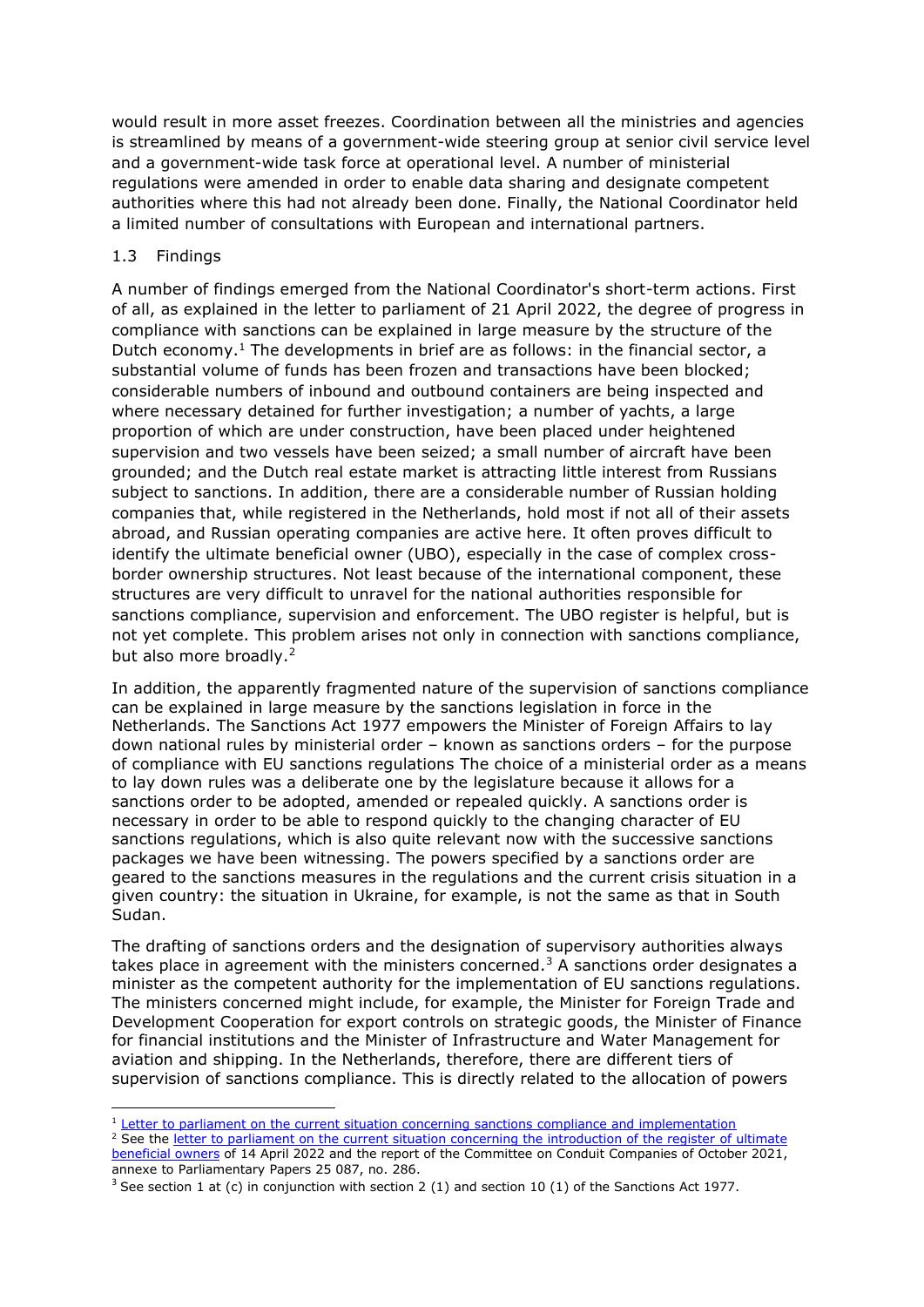would result in more asset freezes. Coordination between all the ministries and agencies is streamlined by means of a government-wide steering group at senior civil service level and a government-wide task force at operational level. A number of ministerial regulations were amended in order to enable data sharing and designate competent authorities where this had not already been done. Finally, the National Coordinator held a limited number of consultations with European and international partners.

## 1.3 Findings

A number of findings emerged from the National Coordinator's short-term actions. First of all, as explained in the letter to parliament of 21 April 2022, the degree of progress in compliance with sanctions can be explained in large measure by the structure of the Dutch economy.[1] The developments in brief are as follows: in the financial sector, a substantial volume of funds has been frozen and transactions have been blocked; considerable numbers of inbound and outbound containers are being inspected and where necessary detained for further investigation; a number of yachts, a large proportion of which are under construction, have been placed under heightened supervision and two vessels have been seized; a small number of aircraft have been grounded; and the Dutch real estate market is attracting little interest from Russians subject to sanctions. In addition, there are a considerable number of Russian holding companies that, while registered in the Netherlands, hold most if not all of their assets abroad, and Russian operating companies are active here. It often proves difficult to identify the ultimate beneficial owner (UBO), especially in the case of complex cross-border ownership structures. Not least because of the international component, these structures are very difficult to unravel for the national authorities responsible for sanctions compliance, supervision and enforcement. The UBO register is helpful, but is not yet complete. This problem arises not only in connection with sanctions compliance, but also more broadly.[2]

In addition, the apparently fragmented nature of the supervision of sanctions compliance can be explained in large measure by the sanctions legislation in force in the Netherlands. The Sanctions Act 1977 empowers the Minister of Foreign Affairs to lay down national rules by ministerial order – known as sanctions orders – for the purpose of compliance with EU sanctions regulations The choice of a ministerial order as a means to lay down rules was a deliberate one by the legislature because it allows for a sanctions order to be adopted, amended or repealed quickly. A sanctions order is necessary in order to be able to respond quickly to the changing character of EU sanctions regulations, which is also quite relevant now with the successive sanctions packages we have been witnessing. The powers specified by a sanctions order are geared to the sanctions measures in the regulations and the current crisis situation in a given country: the situation in Ukraine, for example, is not the same as that in South Sudan.

The drafting of sanctions orders and the designation of supervisory authorities always takes place in agreement with the ministers concerned.[3] A sanctions order designates a minister as the competent authority for the implementation of EU sanctions regulations. The ministers concerned might include, for example, the Minister for Foreign Trade and Development Cooperation for export controls on strategic goods, the Minister of Finance for financial institutions and the Minister of Infrastructure and Water Management for aviation and shipping. In the Netherlands, therefore, there are different tiers of supervision of sanctions compliance. This is directly related to the allocation of powers

---

[1] Letter to parliament on the current situation concerning sanctions compliance and implementation

[2] See the letter to parliament on the current situation concerning the introduction of the register of ultimate beneficial owners of 14 April 2022 and the report of the Committee on Conduit Companies of October 2021, annexe to Parliamentary Papers 25 087, no. 286.

[3] See section 1 at (c) in conjunction with section 2 (1) and section 10 (1) of the Sanctions Act 1977.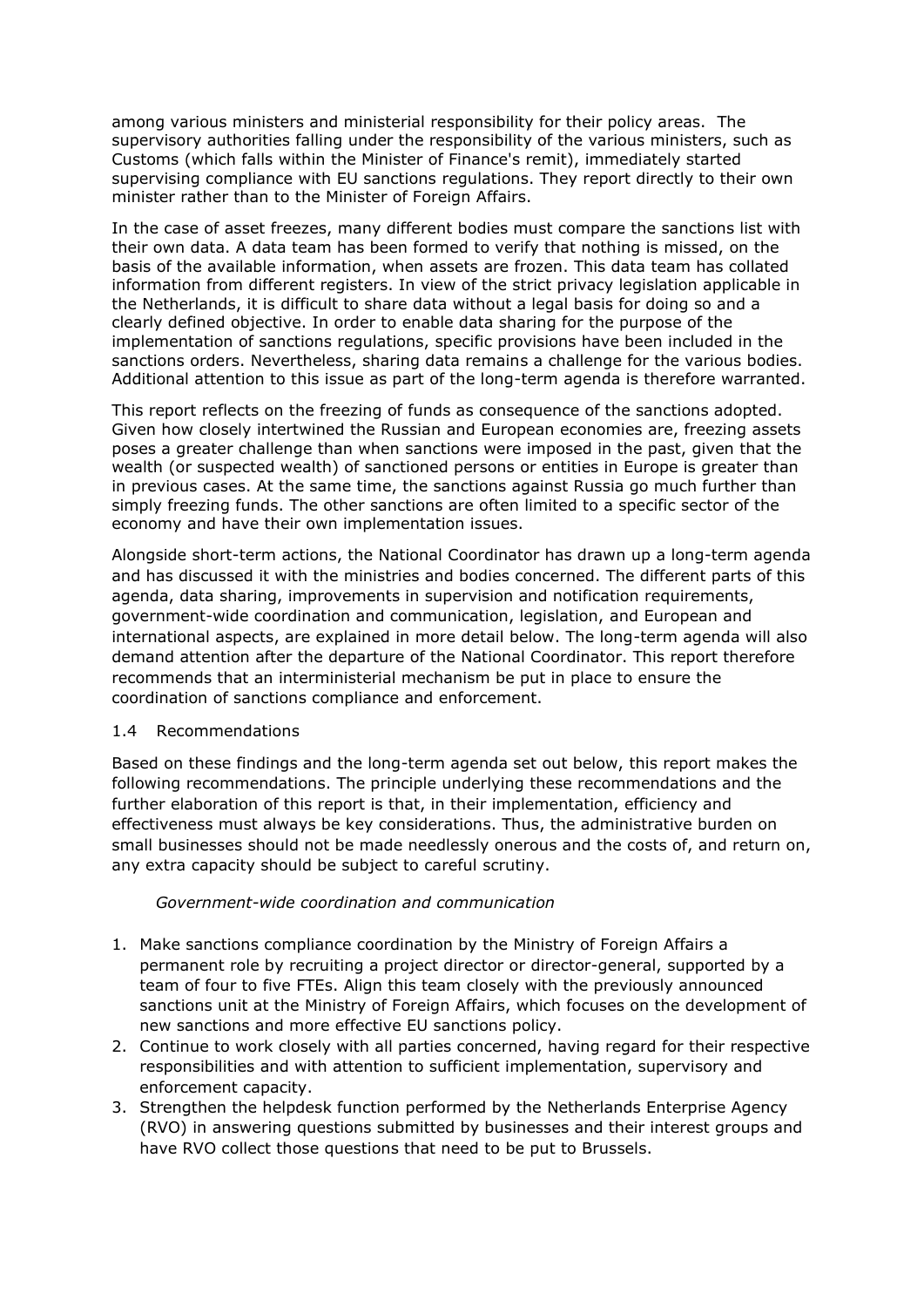among various ministers and ministerial responsibility for their policy areas. The supervisory authorities falling under the responsibility of the various ministers, such as Customs (which falls within the Minister of Finance's remit), immediately started supervising compliance with EU sanctions regulations. They report directly to their own minister rather than to the Minister of Foreign Affairs.

In the case of asset freezes, many different bodies must compare the sanctions list with their own data. A data team has been formed to verify that nothing is missed, on the basis of the available information, when assets are frozen. This data team has collated information from different registers. In view of the strict privacy legislation applicable in the Netherlands, it is difficult to share data without a legal basis for doing so and a clearly defined objective. In order to enable data sharing for the purpose of the implementation of sanctions regulations, specific provisions have been included in the sanctions orders. Nevertheless, sharing data remains a challenge for the various bodies. Additional attention to this issue as part of the long-term agenda is therefore warranted.

This report reflects on the freezing of funds as consequence of the sanctions adopted. Given how closely intertwined the Russian and European economies are, freezing assets poses a greater challenge than when sanctions were imposed in the past, given that the wealth (or suspected wealth) of sanctioned persons or entities in Europe is greater than in previous cases. At the same time, the sanctions against Russia go much further than simply freezing funds. The other sanctions are often limited to a specific sector of the economy and have their own implementation issues.

Alongside short-term actions, the National Coordinator has drawn up a long-term agenda and has discussed it with the ministries and bodies concerned. The different parts of this agenda, data sharing, improvements in supervision and notification requirements, government-wide coordination and communication, legislation, and European and international aspects, are explained in more detail below. The long-term agenda will also demand attention after the departure of the National Coordinator. This report therefore recommends that an interministerial mechanism be put in place to ensure the coordination of sanctions compliance and enforcement.

## 1.4 Recommendations

Based on these findings and the long-term agenda set out below, this report makes the following recommendations. The principle underlying these recommendations and the further elaboration of this report is that, in their implementation, efficiency and effectiveness must always be key considerations. Thus, the administrative burden on small businesses should not be made needlessly onerous and the costs of, and return on, any extra capacity should be subject to careful scrutiny.

*Government-wide coordination and communication*

1. Make sanctions compliance coordination by the Ministry of Foreign Affairs a permanent role by recruiting a project director or director-general, supported by a team of four to five FTEs. Align this team closely with the previously announced sanctions unit at the Ministry of Foreign Affairs, which focuses on the development of new sanctions and more effective EU sanctions policy.
2. Continue to work closely with all parties concerned, having regard for their respective responsibilities and with attention to sufficient implementation, supervisory and enforcement capacity.
3. Strengthen the helpdesk function performed by the Netherlands Enterprise Agency (RVO) in answering questions submitted by businesses and their interest groups and have RVO collect those questions that need to be put to Brussels.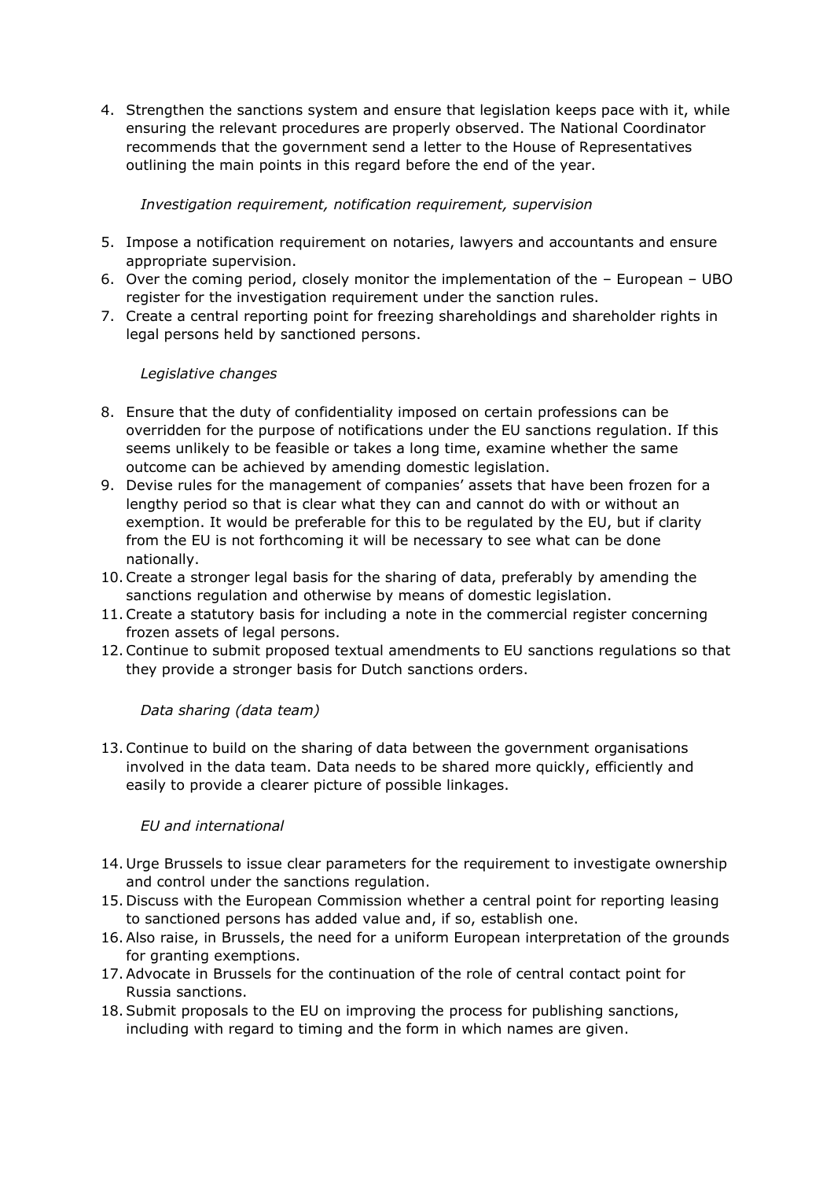4. Strengthen the sanctions system and ensure that legislation keeps pace with it, while ensuring the relevant procedures are properly observed. The National Coordinator recommends that the government send a letter to the House of Representatives outlining the main points in this regard before the end of the year.

*Investigation requirement, notification requirement, supervision*

5. Impose a notification requirement on notaries, lawyers and accountants and ensure appropriate supervision.
6. Over the coming period, closely monitor the implementation of the – European – UBO register for the investigation requirement under the sanction rules.
7. Create a central reporting point for freezing shareholdings and shareholder rights in legal persons held by sanctioned persons.

*Legislative changes*

8. Ensure that the duty of confidentiality imposed on certain professions can be overridden for the purpose of notifications under the EU sanctions regulation. If this seems unlikely to be feasible or takes a long time, examine whether the same outcome can be achieved by amending domestic legislation.
9. Devise rules for the management of companies' assets that have been frozen for a lengthy period so that is clear what they can and cannot do with or without an exemption. It would be preferable for this to be regulated by the EU, but if clarity from the EU is not forthcoming it will be necessary to see what can be done nationally.
10. Create a stronger legal basis for the sharing of data, preferably by amending the sanctions regulation and otherwise by means of domestic legislation.
11. Create a statutory basis for including a note in the commercial register concerning frozen assets of legal persons.
12. Continue to submit proposed textual amendments to EU sanctions regulations so that they provide a stronger basis for Dutch sanctions orders.

*Data sharing (data team)*

13. Continue to build on the sharing of data between the government organisations involved in the data team. Data needs to be shared more quickly, efficiently and easily to provide a clearer picture of possible linkages.

*EU and international*

14. Urge Brussels to issue clear parameters for the requirement to investigate ownership and control under the sanctions regulation.
15. Discuss with the European Commission whether a central point for reporting leasing to sanctioned persons has added value and, if so, establish one.
16. Also raise, in Brussels, the need for a uniform European interpretation of the grounds for granting exemptions.
17. Advocate in Brussels for the continuation of the role of central contact point for Russia sanctions.
18. Submit proposals to the EU on improving the process for publishing sanctions, including with regard to timing and the form in which names are given.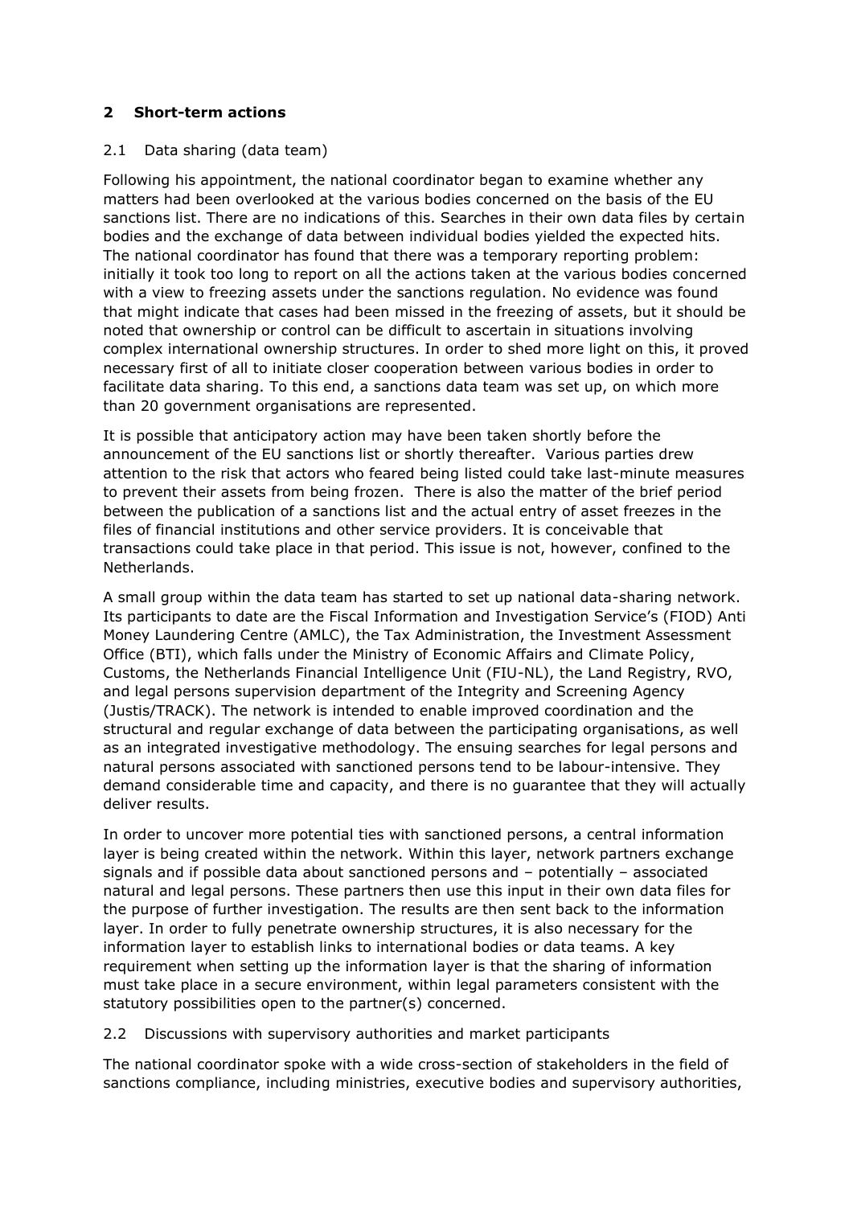## 2 Short-term actions

### 2.1 Data sharing (data team)

Following his appointment, the national coordinator began to examine whether any matters had been overlooked at the various bodies concerned on the basis of the EU sanctions list. There are no indications of this. Searches in their own data files by certain bodies and the exchange of data between individual bodies yielded the expected hits. The national coordinator has found that there was a temporary reporting problem: initially it took too long to report on all the actions taken at the various bodies concerned with a view to freezing assets under the sanctions regulation. No evidence was found that might indicate that cases had been missed in the freezing of assets, but it should be noted that ownership or control can be difficult to ascertain in situations involving complex international ownership structures. In order to shed more light on this, it proved necessary first of all to initiate closer cooperation between various bodies in order to facilitate data sharing. To this end, a sanctions data team was set up, on which more than 20 government organisations are represented.

It is possible that anticipatory action may have been taken shortly before the announcement of the EU sanctions list or shortly thereafter. Various parties drew attention to the risk that actors who feared being listed could take last-minute measures to prevent their assets from being frozen. There is also the matter of the brief period between the publication of a sanctions list and the actual entry of asset freezes in the files of financial institutions and other service providers. It is conceivable that transactions could take place in that period. This issue is not, however, confined to the Netherlands.

A small group within the data team has started to set up national data-sharing network. Its participants to date are the Fiscal Information and Investigation Service's (FIOD) Anti Money Laundering Centre (AMLC), the Tax Administration, the Investment Assessment Office (BTI), which falls under the Ministry of Economic Affairs and Climate Policy, Customs, the Netherlands Financial Intelligence Unit (FIU-NL), the Land Registry, RVO, and legal persons supervision department of the Integrity and Screening Agency (Justis/TRACK). The network is intended to enable improved coordination and the structural and regular exchange of data between the participating organisations, as well as an integrated investigative methodology. The ensuing searches for legal persons and natural persons associated with sanctioned persons tend to be labour-intensive. They demand considerable time and capacity, and there is no guarantee that they will actually deliver results.

In order to uncover more potential ties with sanctioned persons, a central information layer is being created within the network. Within this layer, network partners exchange signals and if possible data about sanctioned persons and – potentially – associated natural and legal persons. These partners then use this input in their own data files for the purpose of further investigation. The results are then sent back to the information layer. In order to fully penetrate ownership structures, it is also necessary for the information layer to establish links to international bodies or data teams. A key requirement when setting up the information layer is that the sharing of information must take place in a secure environment, within legal parameters consistent with the statutory possibilities open to the partner(s) concerned.

### 2.2 Discussions with supervisory authorities and market participants

The national coordinator spoke with a wide cross-section of stakeholders in the field of sanctions compliance, including ministries, executive bodies and supervisory authorities,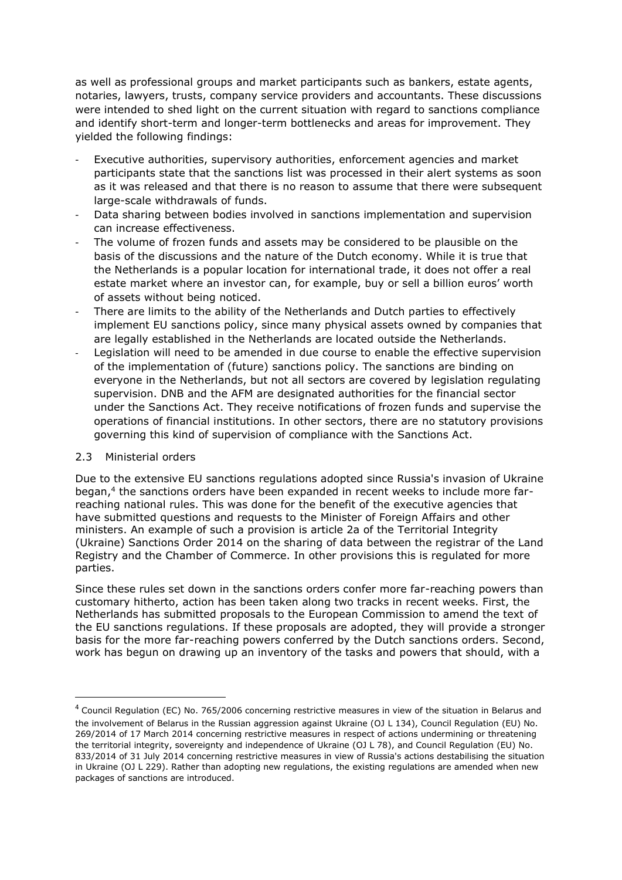as well as professional groups and market participants such as bankers, estate agents, notaries, lawyers, trusts, company service providers and accountants. These discussions were intended to shed light on the current situation with regard to sanctions compliance and identify short-term and longer-term bottlenecks and areas for improvement. They yielded the following findings:

- Executive authorities, supervisory authorities, enforcement agencies and market participants state that the sanctions list was processed in their alert systems as soon as it was released and that there is no reason to assume that there were subsequent large-scale withdrawals of funds.
- Data sharing between bodies involved in sanctions implementation and supervision can increase effectiveness.
- The volume of frozen funds and assets may be considered to be plausible on the basis of the discussions and the nature of the Dutch economy. While it is true that the Netherlands is a popular location for international trade, it does not offer a real estate market where an investor can, for example, buy or sell a billion euros' worth of assets without being noticed.
- There are limits to the ability of the Netherlands and Dutch parties to effectively implement EU sanctions policy, since many physical assets owned by companies that are legally established in the Netherlands are located outside the Netherlands.
- Legislation will need to be amended in due course to enable the effective supervision of the implementation of (future) sanctions policy. The sanctions are binding on everyone in the Netherlands, but not all sectors are covered by legislation regulating supervision. DNB and the AFM are designated authorities for the financial sector under the Sanctions Act. They receive notifications of frozen funds and supervise the operations of financial institutions. In other sectors, there are no statutory provisions governing this kind of supervision of compliance with the Sanctions Act.

## 2.3 Ministerial orders

Due to the extensive EU sanctions regulations adopted since Russia's invasion of Ukraine began,[4] the sanctions orders have been expanded in recent weeks to include more far-reaching national rules. This was done for the benefit of the executive agencies that have submitted questions and requests to the Minister of Foreign Affairs and other ministers. An example of such a provision is article 2a of the Territorial Integrity (Ukraine) Sanctions Order 2014 on the sharing of data between the registrar of the Land Registry and the Chamber of Commerce. In other provisions this is regulated for more parties.

Since these rules set down in the sanctions orders confer more far-reaching powers than customary hitherto, action has been taken along two tracks in recent weeks. First, the Netherlands has submitted proposals to the European Commission to amend the text of the EU sanctions regulations. If these proposals are adopted, they will provide a stronger basis for the more far-reaching powers conferred by the Dutch sanctions orders. Second, work has begun on drawing up an inventory of the tasks and powers that should, with a

[4] Council Regulation (EC) No. 765/2006 concerning restrictive measures in view of the situation in Belarus and the involvement of Belarus in the Russian aggression against Ukraine (OJ L 134), Council Regulation (EU) No. 269/2014 of 17 March 2014 concerning restrictive measures in respect of actions undermining or threatening the territorial integrity, sovereignty and independence of Ukraine (OJ L 78), and Council Regulation (EU) No. 833/2014 of 31 July 2014 concerning restrictive measures in view of Russia's actions destabilising the situation in Ukraine (OJ L 229). Rather than adopting new regulations, the existing regulations are amended when new packages of sanctions are introduced.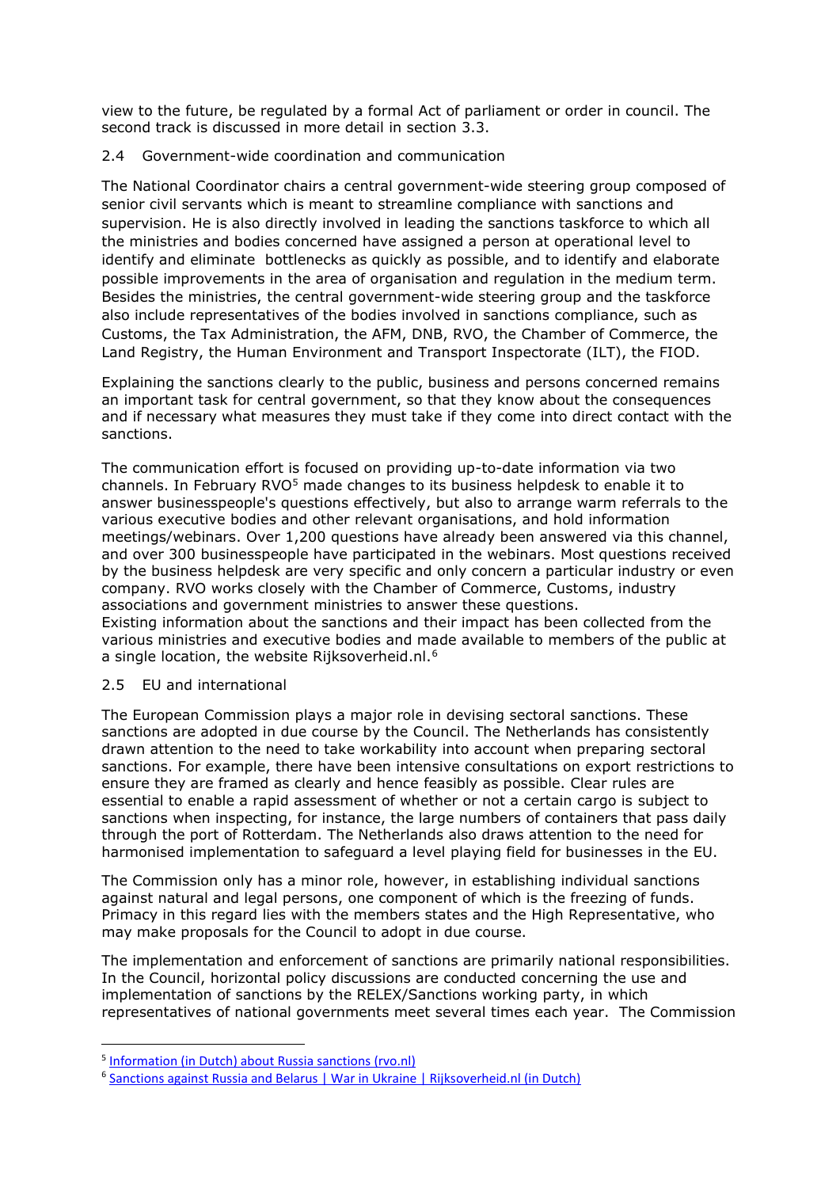view to the future, be regulated by a formal Act of parliament or order in council. The second track is discussed in more detail in section 3.3.

## 2.4 Government-wide coordination and communication

The National Coordinator chairs a central government-wide steering group composed of senior civil servants which is meant to streamline compliance with sanctions and supervision. He is also directly involved in leading the sanctions taskforce to which all the ministries and bodies concerned have assigned a person at operational level to identify and eliminate bottlenecks as quickly as possible, and to identify and elaborate possible improvements in the area of organisation and regulation in the medium term. Besides the ministries, the central government-wide steering group and the taskforce also include representatives of the bodies involved in sanctions compliance, such as Customs, the Tax Administration, the AFM, DNB, RVO, the Chamber of Commerce, the Land Registry, the Human Environment and Transport Inspectorate (ILT), the FIOD.

Explaining the sanctions clearly to the public, business and persons concerned remains an important task for central government, so that they know about the consequences and if necessary what measures they must take if they come into direct contact with the sanctions.

The communication effort is focused on providing up-to-date information via two channels. In February RVO[5] made changes to its business helpdesk to enable it to answer businesspeople's questions effectively, but also to arrange warm referrals to the various executive bodies and other relevant organisations, and hold information meetings/webinars. Over 1,200 questions have already been answered via this channel, and over 300 businesspeople have participated in the webinars. Most questions received by the business helpdesk are very specific and only concern a particular industry or even company. RVO works closely with the Chamber of Commerce, Customs, industry associations and government ministries to answer these questions.
Existing information about the sanctions and their impact has been collected from the various ministries and executive bodies and made available to members of the public at a single location, the website Rijksoverheid.nl.[6]

## 2.5 EU and international

The European Commission plays a major role in devising sectoral sanctions. These sanctions are adopted in due course by the Council. The Netherlands has consistently drawn attention to the need to take workability into account when preparing sectoral sanctions. For example, there have been intensive consultations on export restrictions to ensure they are framed as clearly and hence feasibly as possible. Clear rules are essential to enable a rapid assessment of whether or not a certain cargo is subject to sanctions when inspecting, for instance, the large numbers of containers that pass daily through the port of Rotterdam. The Netherlands also draws attention to the need for harmonised implementation to safeguard a level playing field for businesses in the EU.

The Commission only has a minor role, however, in establishing individual sanctions against natural and legal persons, one component of which is the freezing of funds. Primacy in this regard lies with the members states and the High Representative, who may make proposals for the Council to adopt in due course.

The implementation and enforcement of sanctions are primarily national responsibilities. In the Council, horizontal policy discussions are conducted concerning the use and implementation of sanctions by the RELEX/Sanctions working party, in which representatives of national governments meet several times each year. The Commission

---

[5] Information (in Dutch) about Russia sanctions (rvo.nl)

[6] Sanctions against Russia and Belarus | War in Ukraine | Rijksoverheid.nl (in Dutch)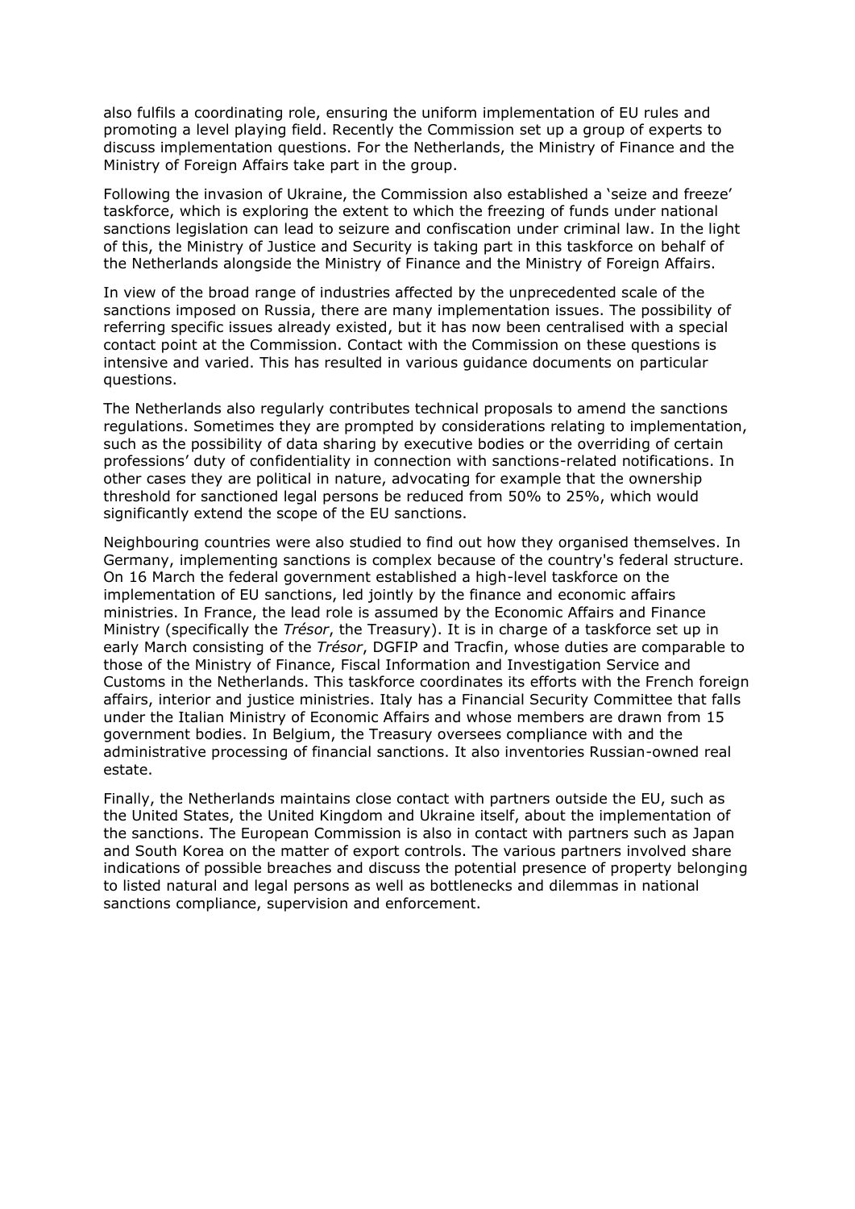also fulfils a coordinating role, ensuring the uniform implementation of EU rules and promoting a level playing field. Recently the Commission set up a group of experts to discuss implementation questions. For the Netherlands, the Ministry of Finance and the Ministry of Foreign Affairs take part in the group.

Following the invasion of Ukraine, the Commission also established a 'seize and freeze' taskforce, which is exploring the extent to which the freezing of funds under national sanctions legislation can lead to seizure and confiscation under criminal law. In the light of this, the Ministry of Justice and Security is taking part in this taskforce on behalf of the Netherlands alongside the Ministry of Finance and the Ministry of Foreign Affairs.

In view of the broad range of industries affected by the unprecedented scale of the sanctions imposed on Russia, there are many implementation issues. The possibility of referring specific issues already existed, but it has now been centralised with a special contact point at the Commission. Contact with the Commission on these questions is intensive and varied. This has resulted in various guidance documents on particular questions.

The Netherlands also regularly contributes technical proposals to amend the sanctions regulations. Sometimes they are prompted by considerations relating to implementation, such as the possibility of data sharing by executive bodies or the overriding of certain professions' duty of confidentiality in connection with sanctions-related notifications. In other cases they are political in nature, advocating for example that the ownership threshold for sanctioned legal persons be reduced from 50% to 25%, which would significantly extend the scope of the EU sanctions.

Neighbouring countries were also studied to find out how they organised themselves. In Germany, implementing sanctions is complex because of the country's federal structure. On 16 March the federal government established a high-level taskforce on the implementation of EU sanctions, led jointly by the finance and economic affairs ministries. In France, the lead role is assumed by the Economic Affairs and Finance Ministry (specifically the *Trésor*, the Treasury). It is in charge of a taskforce set up in early March consisting of the *Trésor*, DGFIP and Tracfin, whose duties are comparable to those of the Ministry of Finance, Fiscal Information and Investigation Service and Customs in the Netherlands. This taskforce coordinates its efforts with the French foreign affairs, interior and justice ministries. Italy has a Financial Security Committee that falls under the Italian Ministry of Economic Affairs and whose members are drawn from 15 government bodies. In Belgium, the Treasury oversees compliance with and the administrative processing of financial sanctions. It also inventories Russian-owned real estate.

Finally, the Netherlands maintains close contact with partners outside the EU, such as the United States, the United Kingdom and Ukraine itself, about the implementation of the sanctions. The European Commission is also in contact with partners such as Japan and South Korea on the matter of export controls. The various partners involved share indications of possible breaches and discuss the potential presence of property belonging to listed natural and legal persons as well as bottlenecks and dilemmas in national sanctions compliance, supervision and enforcement.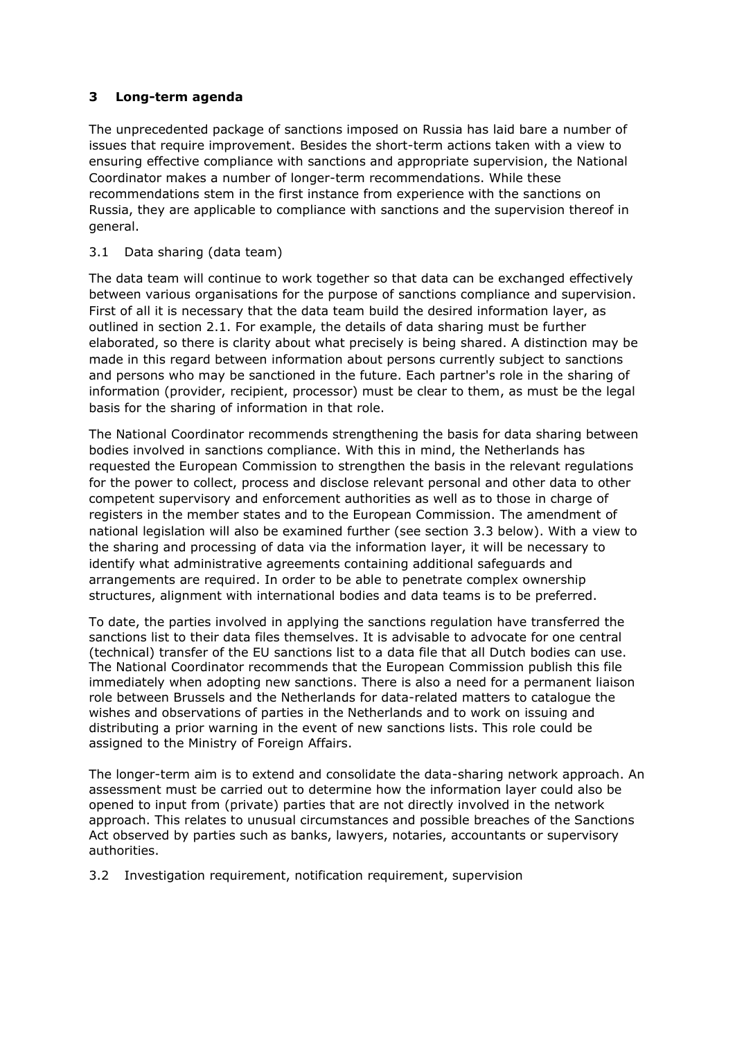## 3 Long-term agenda

The unprecedented package of sanctions imposed on Russia has laid bare a number of issues that require improvement. Besides the short-term actions taken with a view to ensuring effective compliance with sanctions and appropriate supervision, the National Coordinator makes a number of longer-term recommendations. While these recommendations stem in the first instance from experience with the sanctions on Russia, they are applicable to compliance with sanctions and the supervision thereof in general.

### 3.1 Data sharing (data team)

The data team will continue to work together so that data can be exchanged effectively between various organisations for the purpose of sanctions compliance and supervision. First of all it is necessary that the data team build the desired information layer, as outlined in section 2.1. For example, the details of data sharing must be further elaborated, so there is clarity about what precisely is being shared. A distinction may be made in this regard between information about persons currently subject to sanctions and persons who may be sanctioned in the future. Each partner's role in the sharing of information (provider, recipient, processor) must be clear to them, as must be the legal basis for the sharing of information in that role.

The National Coordinator recommends strengthening the basis for data sharing between bodies involved in sanctions compliance. With this in mind, the Netherlands has requested the European Commission to strengthen the basis in the relevant regulations for the power to collect, process and disclose relevant personal and other data to other competent supervisory and enforcement authorities as well as to those in charge of registers in the member states and to the European Commission. The amendment of national legislation will also be examined further (see section 3.3 below). With a view to the sharing and processing of data via the information layer, it will be necessary to identify what administrative agreements containing additional safeguards and arrangements are required. In order to be able to penetrate complex ownership structures, alignment with international bodies and data teams is to be preferred.

To date, the parties involved in applying the sanctions regulation have transferred the sanctions list to their data files themselves. It is advisable to advocate for one central (technical) transfer of the EU sanctions list to a data file that all Dutch bodies can use. The National Coordinator recommends that the European Commission publish this file immediately when adopting new sanctions. There is also a need for a permanent liaison role between Brussels and the Netherlands for data-related matters to catalogue the wishes and observations of parties in the Netherlands and to work on issuing and distributing a prior warning in the event of new sanctions lists. This role could be assigned to the Ministry of Foreign Affairs.

The longer-term aim is to extend and consolidate the data-sharing network approach. An assessment must be carried out to determine how the information layer could also be opened to input from (private) parties that are not directly involved in the network approach. This relates to unusual circumstances and possible breaches of the Sanctions Act observed by parties such as banks, lawyers, notaries, accountants or supervisory authorities.

### 3.2 Investigation requirement, notification requirement, supervision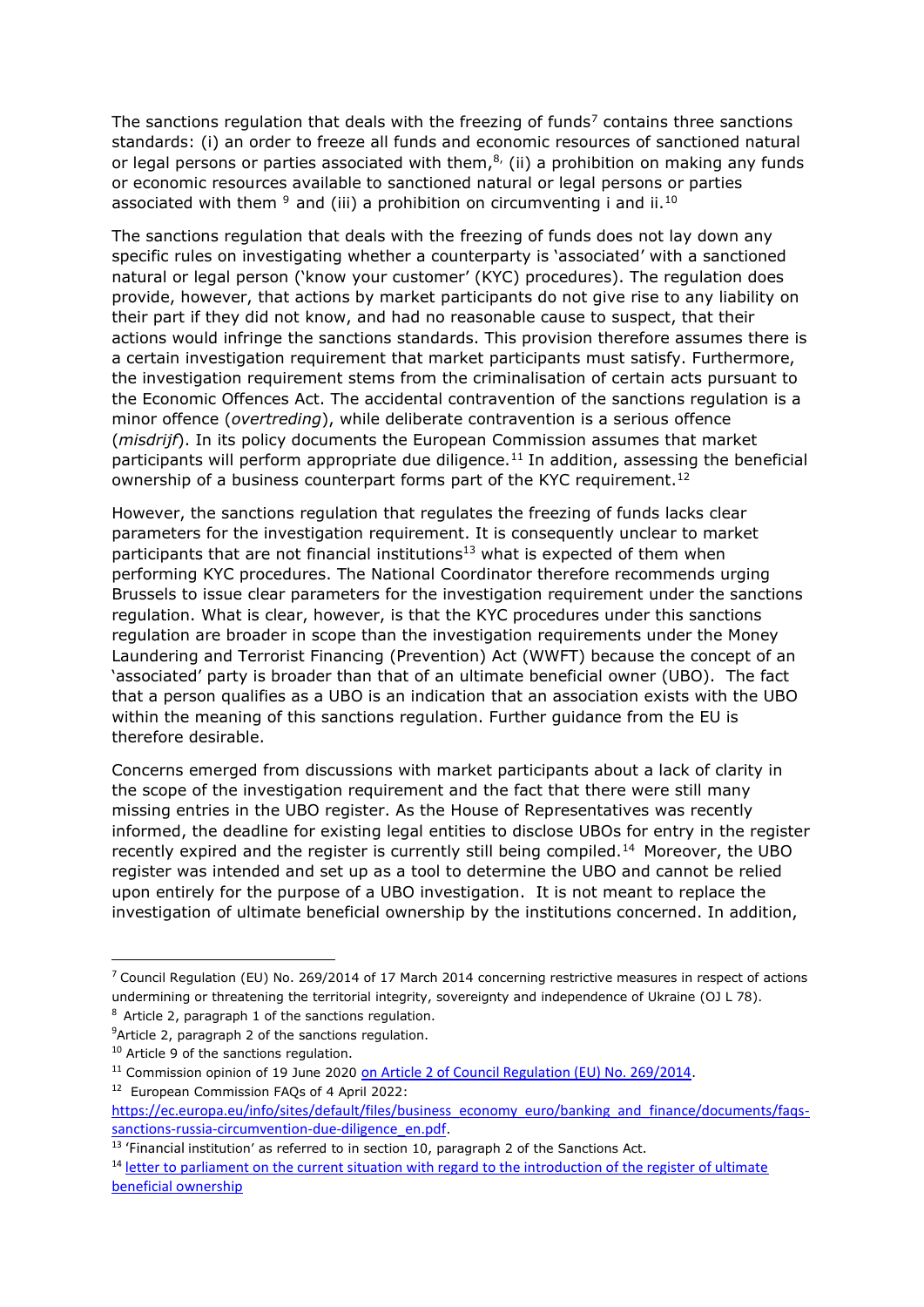The sanctions regulation that deals with the freezing of funds[7] contains three sanctions standards: (i) an order to freeze all funds and economic resources of sanctioned natural or legal persons or parties associated with them,[8], (ii) a prohibition on making any funds or economic resources available to sanctioned natural or legal persons or parties associated with them [9] and (iii) a prohibition on circumventing i and ii.[10]

The sanctions regulation that deals with the freezing of funds does not lay down any specific rules on investigating whether a counterparty is 'associated' with a sanctioned natural or legal person ('know your customer' (KYC) procedures). The regulation does provide, however, that actions by market participants do not give rise to any liability on their part if they did not know, and had no reasonable cause to suspect, that their actions would infringe the sanctions standards. This provision therefore assumes there is a certain investigation requirement that market participants must satisfy. Furthermore, the investigation requirement stems from the criminalisation of certain acts pursuant to the Economic Offences Act. The accidental contravention of the sanctions regulation is a minor offence (*overtreding*), while deliberate contravention is a serious offence (*misdrijf*). In its policy documents the European Commission assumes that market participants will perform appropriate due diligence.[11] In addition, assessing the beneficial ownership of a business counterpart forms part of the KYC requirement.[12]

However, the sanctions regulation that regulates the freezing of funds lacks clear parameters for the investigation requirement. It is consequently unclear to market participants that are not financial institutions[13] what is expected of them when performing KYC procedures. The National Coordinator therefore recommends urging Brussels to issue clear parameters for the investigation requirement under the sanctions regulation. What is clear, however, is that the KYC procedures under this sanctions regulation are broader in scope than the investigation requirements under the Money Laundering and Terrorist Financing (Prevention) Act (WWFT) because the concept of an 'associated' party is broader than that of an ultimate beneficial owner (UBO). The fact that a person qualifies as a UBO is an indication that an association exists with the UBO within the meaning of this sanctions regulation. Further guidance from the EU is therefore desirable.

Concerns emerged from discussions with market participants about a lack of clarity in the scope of the investigation requirement and the fact that there were still many missing entries in the UBO register. As the House of Representatives was recently informed, the deadline for existing legal entities to disclose UBOs for entry in the register recently expired and the register is currently still being compiled.[14] Moreover, the UBO register was intended and set up as a tool to determine the UBO and cannot be relied upon entirely for the purpose of a UBO investigation. It is not meant to replace the investigation of ultimate beneficial ownership by the institutions concerned. In addition,

---

[7] Council Regulation (EU) No. 269/2014 of 17 March 2014 concerning restrictive measures in respect of actions undermining or threatening the territorial integrity, sovereignty and independence of Ukraine (OJ L 78).

[8] Article 2, paragraph 1 of the sanctions regulation.

[9] Article 2, paragraph 2 of the sanctions regulation.

[10] Article 9 of the sanctions regulation.

[11] Commission opinion of 19 June 2020 on Article 2 of Council Regulation (EU) No. 269/2014.

[12] European Commission FAQs of 4 April 2022: https://ec.europa.eu/info/sites/default/files/business_economy_euro/banking_and_finance/documents/faqs-sanctions-russia-circumvention-due-diligence_en.pdf.

[13] 'Financial institution' as referred to in section 10, paragraph 2 of the Sanctions Act.

[14] letter to parliament on the current situation with regard to the introduction of the register of ultimate beneficial ownership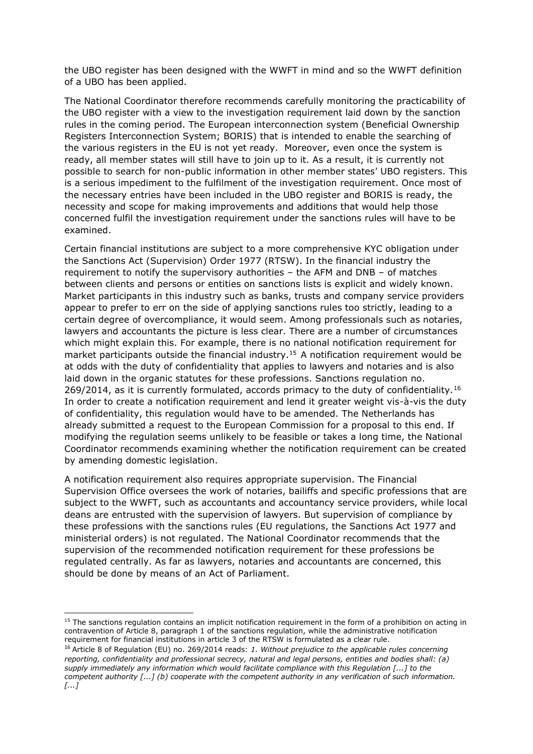the UBO register has been designed with the WWFT in mind and so the WWFT definition of a UBO has been applied.

The National Coordinator therefore recommends carefully monitoring the practicability of the UBO register with a view to the investigation requirement laid down by the sanction rules in the coming period. The European interconnection system (Beneficial Ownership Registers Interconnection System; BORIS) that is intended to enable the searching of the various registers in the EU is not yet ready. Moreover, even once the system is ready, all member states will still have to join up to it. As a result, it is currently not possible to search for non-public information in other member states' UBO registers. This is a serious impediment to the fulfilment of the investigation requirement. Once most of the necessary entries have been included in the UBO register and BORIS is ready, the necessity and scope for making improvements and additions that would help those concerned fulfil the investigation requirement under the sanctions rules will have to be examined.

Certain financial institutions are subject to a more comprehensive KYC obligation under the Sanctions Act (Supervision) Order 1977 (RTSW). In the financial industry the requirement to notify the supervisory authorities – the AFM and DNB – of matches between clients and persons or entities on sanctions lists is explicit and widely known. Market participants in this industry such as banks, trusts and company service providers appear to prefer to err on the side of applying sanctions rules too strictly, leading to a certain degree of overcompliance, it would seem. Among professionals such as notaries, lawyers and accountants the picture is less clear. There are a number of circumstances which might explain this. For example, there is no national notification requirement for market participants outside the financial industry.[15] A notification requirement would be at odds with the duty of confidentiality that applies to lawyers and notaries and is also laid down in the organic statutes for these professions. Sanctions regulation no. 269/2014, as it is currently formulated, accords primacy to the duty of confidentiality.[16] In order to create a notification requirement and lend it greater weight vis-à-vis the duty of confidentiality, this regulation would have to be amended. The Netherlands has already submitted a request to the European Commission for a proposal to this end. If modifying the regulation seems unlikely to be feasible or takes a long time, the National Coordinator recommends examining whether the notification requirement can be created by amending domestic legislation.

A notification requirement also requires appropriate supervision. The Financial Supervision Office oversees the work of notaries, bailiffs and specific professions that are subject to the WWFT, such as accountants and accountancy service providers, while local deans are entrusted with the supervision of lawyers. But supervision of compliance by these professions with the sanctions rules (EU regulations, the Sanctions Act 1977 and ministerial orders) is not regulated. The National Coordinator recommends that the supervision of the recommended notification requirement for these professions be regulated centrally. As far as lawyers, notaries and accountants are concerned, this should be done by means of an Act of Parliament.

---

[15] The sanctions regulation contains an implicit notification requirement in the form of a prohibition on acting in contravention of Article 8, paragraph 1 of the sanctions regulation, while the administrative notification requirement for financial institutions in article 3 of the RTSW is formulated as a clear rule.

[16] Article 8 of Regulation (EU) no. 269/2014 reads: *1. Without prejudice to the applicable rules concerning reporting, confidentiality and professional secrecy, natural and legal persons, entities and bodies shall: (a) supply immediately any information which would facilitate compliance with this Regulation [...] to the competent authority [...] (b) cooperate with the competent authority in any verification of such information. [...]*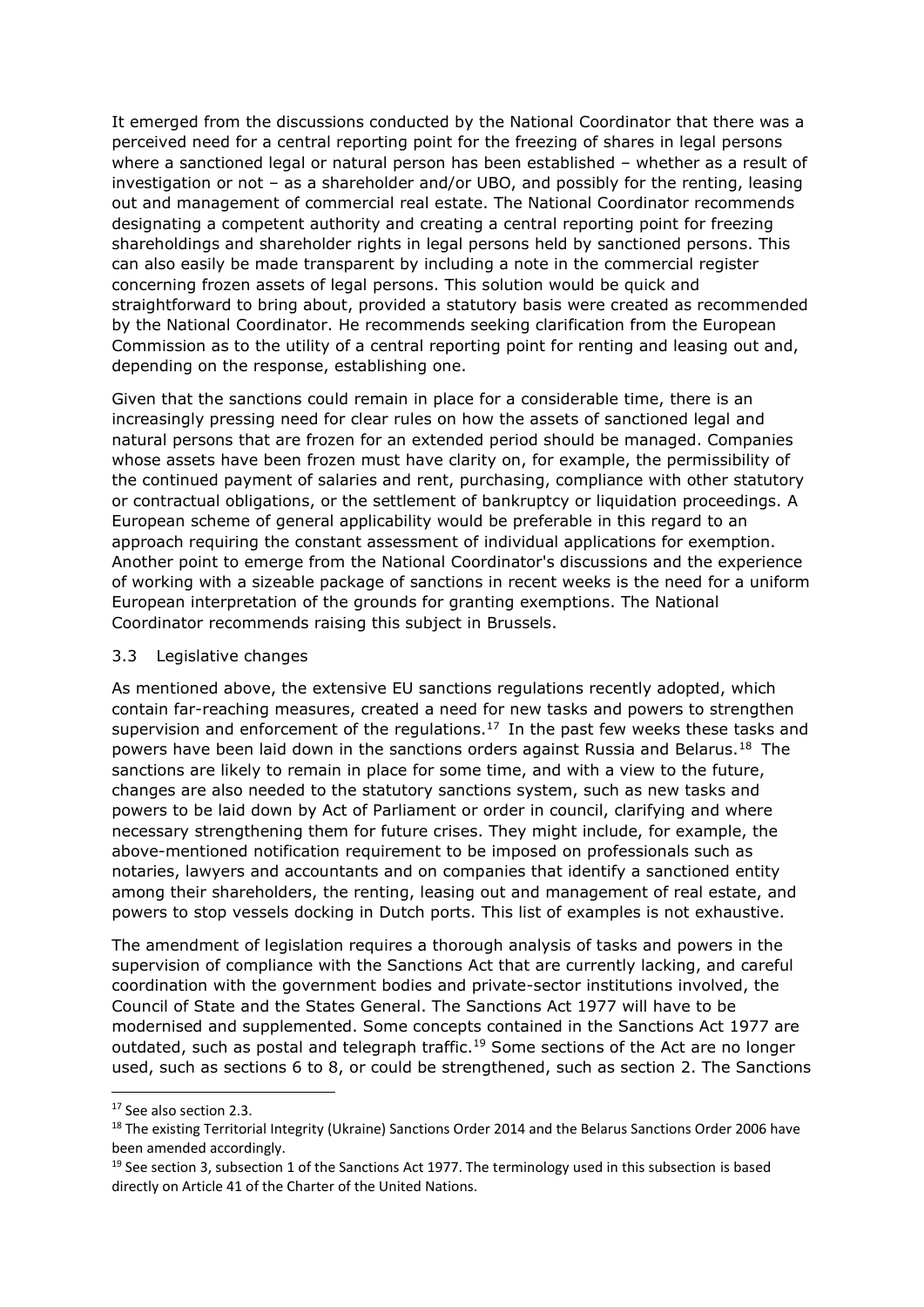It emerged from the discussions conducted by the National Coordinator that there was a perceived need for a central reporting point for the freezing of shares in legal persons where a sanctioned legal or natural person has been established – whether as a result of investigation or not – as a shareholder and/or UBO, and possibly for the renting, leasing out and management of commercial real estate. The National Coordinator recommends designating a competent authority and creating a central reporting point for freezing shareholdings and shareholder rights in legal persons held by sanctioned persons. This can also easily be made transparent by including a note in the commercial register concerning frozen assets of legal persons. This solution would be quick and straightforward to bring about, provided a statutory basis were created as recommended by the National Coordinator. He recommends seeking clarification from the European Commission as to the utility of a central reporting point for renting and leasing out and, depending on the response, establishing one.

Given that the sanctions could remain in place for a considerable time, there is an increasingly pressing need for clear rules on how the assets of sanctioned legal and natural persons that are frozen for an extended period should be managed. Companies whose assets have been frozen must have clarity on, for example, the permissibility of the continued payment of salaries and rent, purchasing, compliance with other statutory or contractual obligations, or the settlement of bankruptcy or liquidation proceedings. A European scheme of general applicability would be preferable in this regard to an approach requiring the constant assessment of individual applications for exemption. Another point to emerge from the National Coordinator's discussions and the experience of working with a sizeable package of sanctions in recent weeks is the need for a uniform European interpretation of the grounds for granting exemptions. The National Coordinator recommends raising this subject in Brussels.

### 3.3 Legislative changes

As mentioned above, the extensive EU sanctions regulations recently adopted, which contain far-reaching measures, created a need for new tasks and powers to strengthen supervision and enforcement of the regulations.[17] In the past few weeks these tasks and powers have been laid down in the sanctions orders against Russia and Belarus.[18] The sanctions are likely to remain in place for some time, and with a view to the future, changes are also needed to the statutory sanctions system, such as new tasks and powers to be laid down by Act of Parliament or order in council, clarifying and where necessary strengthening them for future crises. They might include, for example, the above-mentioned notification requirement to be imposed on professionals such as notaries, lawyers and accountants and on companies that identify a sanctioned entity among their shareholders, the renting, leasing out and management of real estate, and powers to stop vessels docking in Dutch ports. This list of examples is not exhaustive.

The amendment of legislation requires a thorough analysis of tasks and powers in the supervision of compliance with the Sanctions Act that are currently lacking, and careful coordination with the government bodies and private-sector institutions involved, the Council of State and the States General. The Sanctions Act 1977 will have to be modernised and supplemented. Some concepts contained in the Sanctions Act 1977 are outdated, such as postal and telegraph traffic.[19] Some sections of the Act are no longer used, such as sections 6 to 8, or could be strengthened, such as section 2. The Sanctions

---

[17] See also section 2.3.

[18] The existing Territorial Integrity (Ukraine) Sanctions Order 2014 and the Belarus Sanctions Order 2006 have been amended accordingly.

[19] See section 3, subsection 1 of the Sanctions Act 1977. The terminology used in this subsection is based directly on Article 41 of the Charter of the United Nations.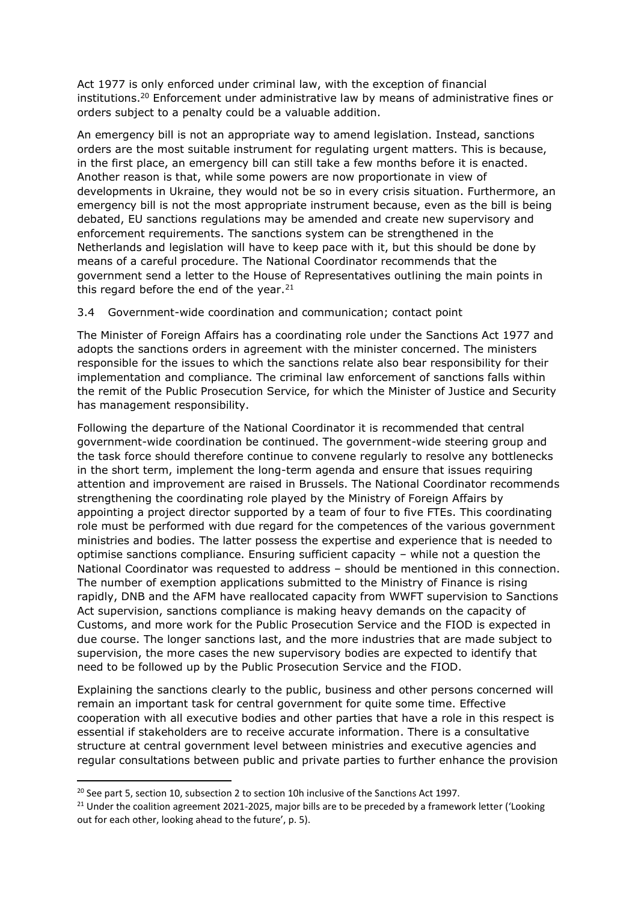Act 1977 is only enforced under criminal law, with the exception of financial institutions.[20] Enforcement under administrative law by means of administrative fines or orders subject to a penalty could be a valuable addition.

An emergency bill is not an appropriate way to amend legislation. Instead, sanctions orders are the most suitable instrument for regulating urgent matters. This is because, in the first place, an emergency bill can still take a few months before it is enacted. Another reason is that, while some powers are now proportionate in view of developments in Ukraine, they would not be so in every crisis situation. Furthermore, an emergency bill is not the most appropriate instrument because, even as the bill is being debated, EU sanctions regulations may be amended and create new supervisory and enforcement requirements. The sanctions system can be strengthened in the Netherlands and legislation will have to keep pace with it, but this should be done by means of a careful procedure. The National Coordinator recommends that the government send a letter to the House of Representatives outlining the main points in this regard before the end of the year.[21]

### 3.4 Government-wide coordination and communication; contact point

The Minister of Foreign Affairs has a coordinating role under the Sanctions Act 1977 and adopts the sanctions orders in agreement with the minister concerned. The ministers responsible for the issues to which the sanctions relate also bear responsibility for their implementation and compliance. The criminal law enforcement of sanctions falls within the remit of the Public Prosecution Service, for which the Minister of Justice and Security has management responsibility.

Following the departure of the National Coordinator it is recommended that central government-wide coordination be continued. The government-wide steering group and the task force should therefore continue to convene regularly to resolve any bottlenecks in the short term, implement the long-term agenda and ensure that issues requiring attention and improvement are raised in Brussels. The National Coordinator recommends strengthening the coordinating role played by the Ministry of Foreign Affairs by appointing a project director supported by a team of four to five FTEs. This coordinating role must be performed with due regard for the competences of the various government ministries and bodies. The latter possess the expertise and experience that is needed to optimise sanctions compliance. Ensuring sufficient capacity – while not a question the National Coordinator was requested to address – should be mentioned in this connection. The number of exemption applications submitted to the Ministry of Finance is rising rapidly, DNB and the AFM have reallocated capacity from WWFT supervision to Sanctions Act supervision, sanctions compliance is making heavy demands on the capacity of Customs, and more work for the Public Prosecution Service and the FIOD is expected in due course. The longer sanctions last, and the more industries that are made subject to supervision, the more cases the new supervisory bodies are expected to identify that need to be followed up by the Public Prosecution Service and the FIOD.

Explaining the sanctions clearly to the public, business and other persons concerned will remain an important task for central government for quite some time. Effective cooperation with all executive bodies and other parties that have a role in this respect is essential if stakeholders are to receive accurate information. There is a consultative structure at central government level between ministries and executive agencies and regular consultations between public and private parties to further enhance the provision

---

[20] See part 5, section 10, subsection 2 to section 10h inclusive of the Sanctions Act 1997.

[21] Under the coalition agreement 2021-2025, major bills are to be preceded by a framework letter ('Looking out for each other, looking ahead to the future', p. 5).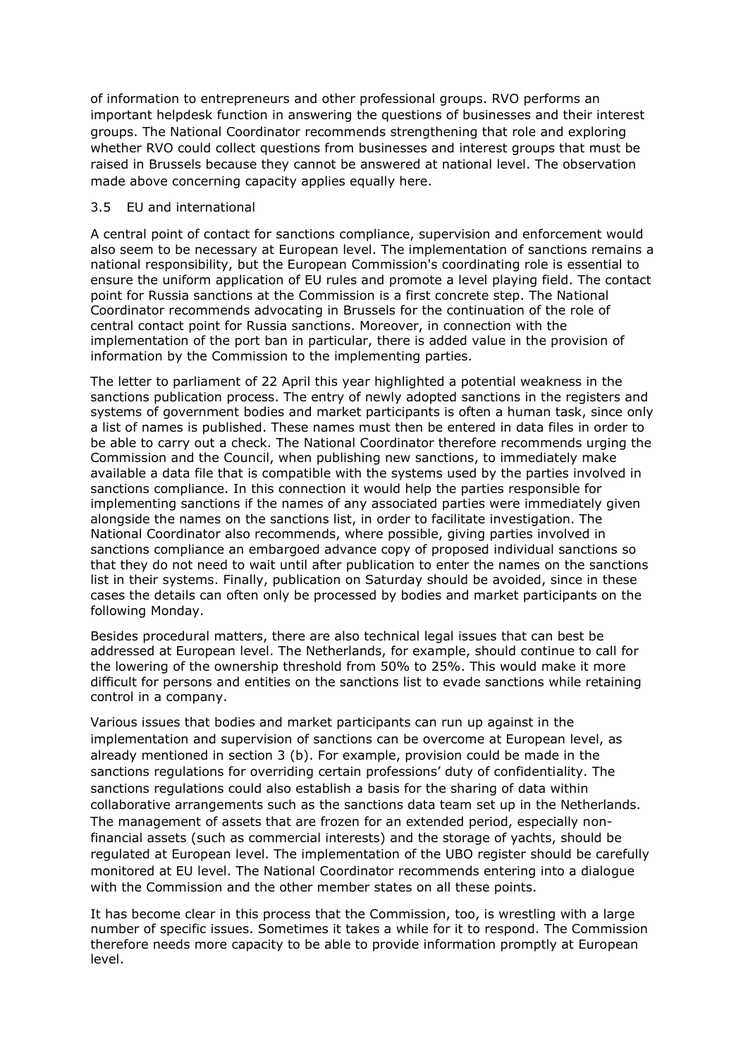of information to entrepreneurs and other professional groups. RVO performs an important helpdesk function in answering the questions of businesses and their interest groups. The National Coordinator recommends strengthening that role and exploring whether RVO could collect questions from businesses and interest groups that must be raised in Brussels because they cannot be answered at national level. The observation made above concerning capacity applies equally here.

## 3.5 EU and international

A central point of contact for sanctions compliance, supervision and enforcement would also seem to be necessary at European level. The implementation of sanctions remains a national responsibility, but the European Commission's coordinating role is essential to ensure the uniform application of EU rules and promote a level playing field. The contact point for Russia sanctions at the Commission is a first concrete step. The National Coordinator recommends advocating in Brussels for the continuation of the role of central contact point for Russia sanctions. Moreover, in connection with the implementation of the port ban in particular, there is added value in the provision of information by the Commission to the implementing parties.

The letter to parliament of 22 April this year highlighted a potential weakness in the sanctions publication process. The entry of newly adopted sanctions in the registers and systems of government bodies and market participants is often a human task, since only a list of names is published. These names must then be entered in data files in order to be able to carry out a check. The National Coordinator therefore recommends urging the Commission and the Council, when publishing new sanctions, to immediately make available a data file that is compatible with the systems used by the parties involved in sanctions compliance. In this connection it would help the parties responsible for implementing sanctions if the names of any associated parties were immediately given alongside the names on the sanctions list, in order to facilitate investigation. The National Coordinator also recommends, where possible, giving parties involved in sanctions compliance an embargoed advance copy of proposed individual sanctions so that they do not need to wait until after publication to enter the names on the sanctions list in their systems. Finally, publication on Saturday should be avoided, since in these cases the details can often only be processed by bodies and market participants on the following Monday.

Besides procedural matters, there are also technical legal issues that can best be addressed at European level. The Netherlands, for example, should continue to call for the lowering of the ownership threshold from 50% to 25%. This would make it more difficult for persons and entities on the sanctions list to evade sanctions while retaining control in a company.

Various issues that bodies and market participants can run up against in the implementation and supervision of sanctions can be overcome at European level, as already mentioned in section 3 (b). For example, provision could be made in the sanctions regulations for overriding certain professions' duty of confidentiality. The sanctions regulations could also establish a basis for the sharing of data within collaborative arrangements such as the sanctions data team set up in the Netherlands. The management of assets that are frozen for an extended period, especially non-financial assets (such as commercial interests) and the storage of yachts, should be regulated at European level. The implementation of the UBO register should be carefully monitored at EU level. The National Coordinator recommends entering into a dialogue with the Commission and the other member states on all these points.

It has become clear in this process that the Commission, too, is wrestling with a large number of specific issues. Sometimes it takes a while for it to respond. The Commission therefore needs more capacity to be able to provide information promptly at European level.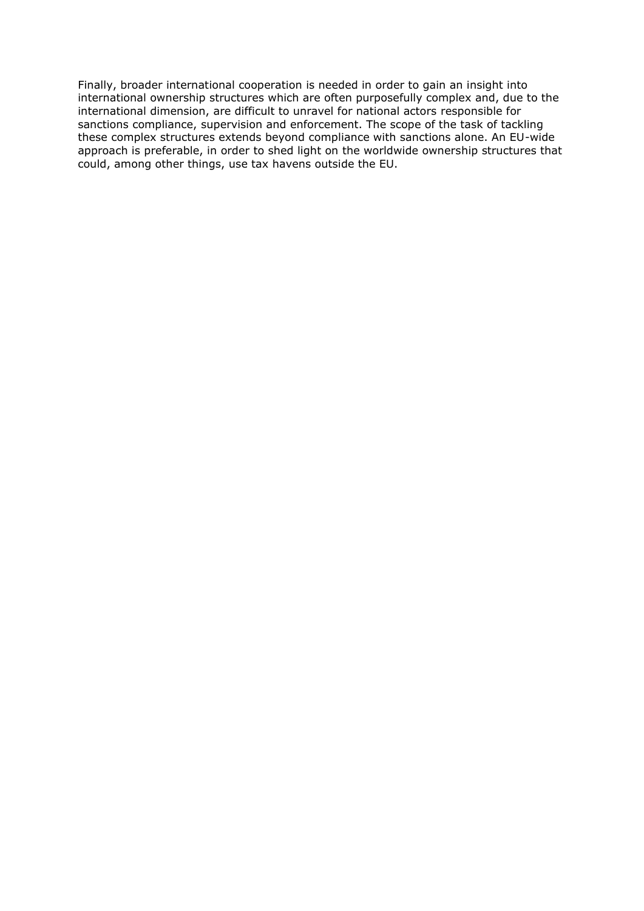Finally, broader international cooperation is needed in order to gain an insight into international ownership structures which are often purposefully complex and, due to the international dimension, are difficult to unravel for national actors responsible for sanctions compliance, supervision and enforcement. The scope of the task of tackling these complex structures extends beyond compliance with sanctions alone. An EU-wide approach is preferable, in order to shed light on the worldwide ownership structures that could, among other things, use tax havens outside the EU.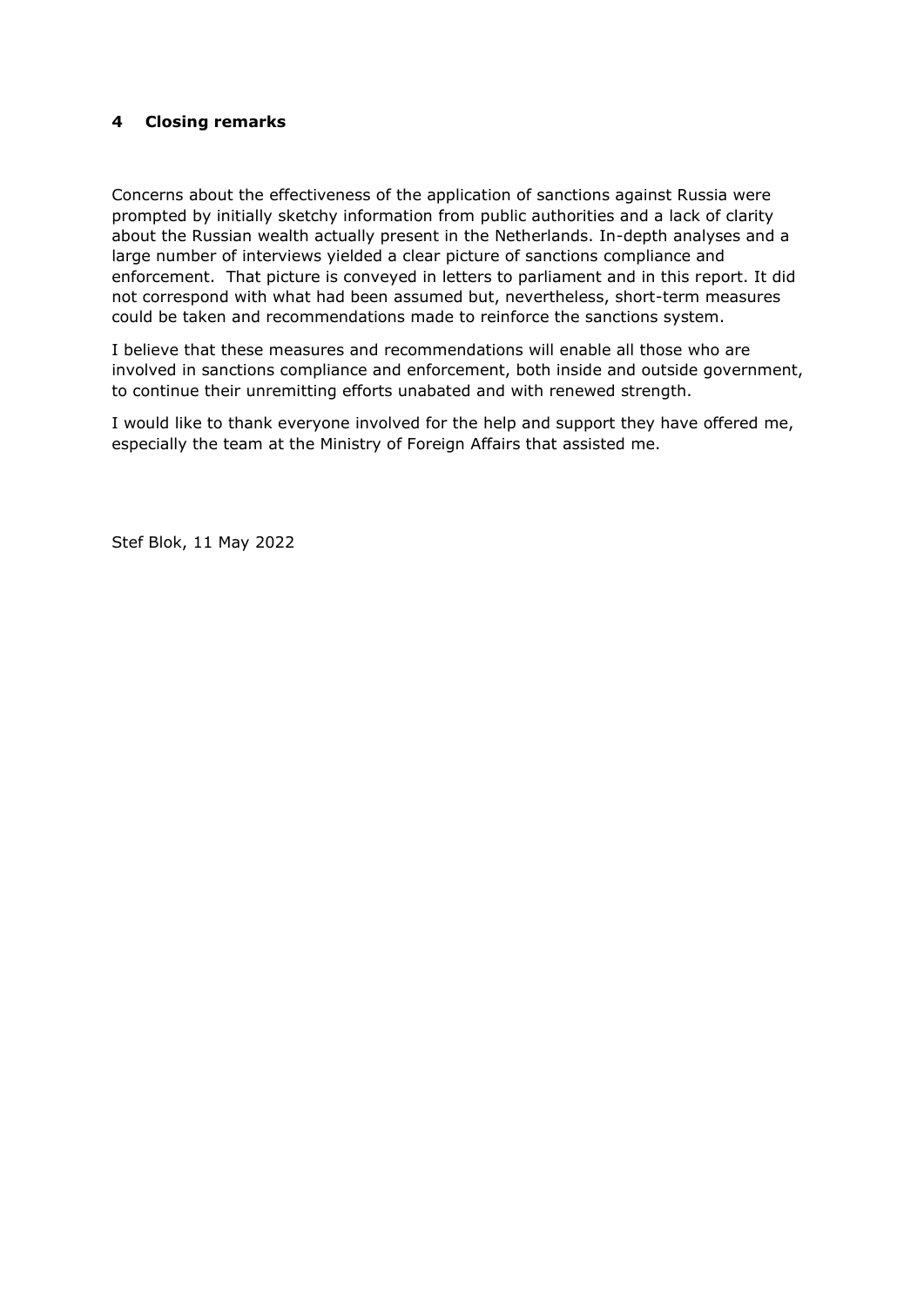## 4 Closing remarks

Concerns about the effectiveness of the application of sanctions against Russia were prompted by initially sketchy information from public authorities and a lack of clarity about the Russian wealth actually present in the Netherlands. In-depth analyses and a large number of interviews yielded a clear picture of sanctions compliance and enforcement. That picture is conveyed in letters to parliament and in this report. It did not correspond with what had been assumed but, nevertheless, short-term measures could be taken and recommendations made to reinforce the sanctions system.

I believe that these measures and recommendations will enable all those who are involved in sanctions compliance and enforcement, both inside and outside government, to continue their unremitting efforts unabated and with renewed strength.

I would like to thank everyone involved for the help and support they have offered me, especially the team at the Ministry of Foreign Affairs that assisted me.

Stef Blok, 11 May 2022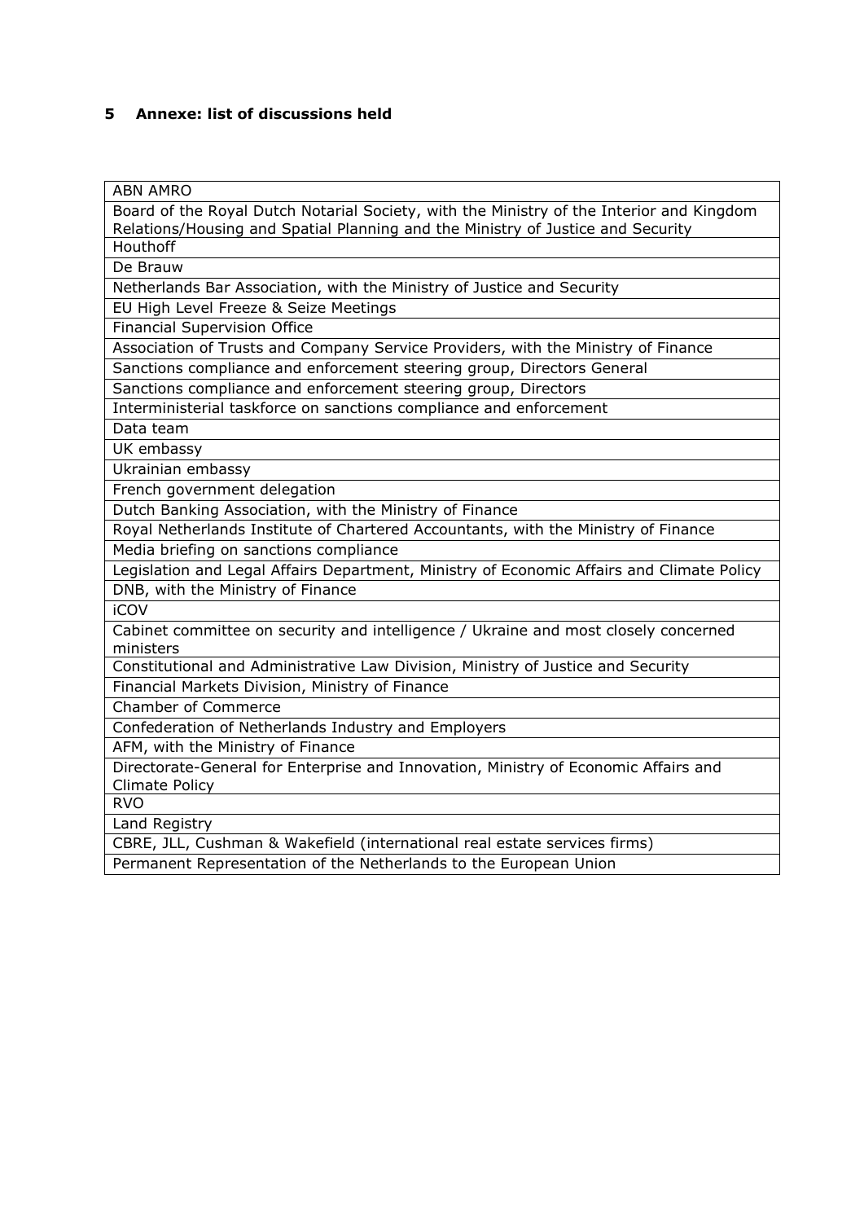## 5 Annexe: list of discussions held

| |
|---|
| ABN AMRO |
| Board of the Royal Dutch Notarial Society, with the Ministry of the Interior and Kingdom Relations/Housing and Spatial Planning and the Ministry of Justice and Security |
| Houthoff |
| De Brauw |
| Netherlands Bar Association, with the Ministry of Justice and Security |
| EU High Level Freeze & Seize Meetings |
| Financial Supervision Office |
| Association of Trusts and Company Service Providers, with the Ministry of Finance |
| Sanctions compliance and enforcement steering group, Directors General |
| Sanctions compliance and enforcement steering group, Directors |
| Interministerial taskforce on sanctions compliance and enforcement |
| Data team |
| UK embassy |
| Ukrainian embassy |
| French government delegation |
| Dutch Banking Association, with the Ministry of Finance |
| Royal Netherlands Institute of Chartered Accountants, with the Ministry of Finance |
| Media briefing on sanctions compliance |
| Legislation and Legal Affairs Department, Ministry of Economic Affairs and Climate Policy |
| DNB, with the Ministry of Finance |
| iCOV |
| Cabinet committee on security and intelligence / Ukraine and most closely concerned ministers |
| Constitutional and Administrative Law Division, Ministry of Justice and Security |
| Financial Markets Division, Ministry of Finance |
| Chamber of Commerce |
| Confederation of Netherlands Industry and Employers |
| AFM, with the Ministry of Finance |
| Directorate-General for Enterprise and Innovation, Ministry of Economic Affairs and Climate Policy |
| RVO |
| Land Registry |
| CBRE, JLL, Cushman & Wakefield (international real estate services firms) |
| Permanent Representation of the Netherlands to the European Union |